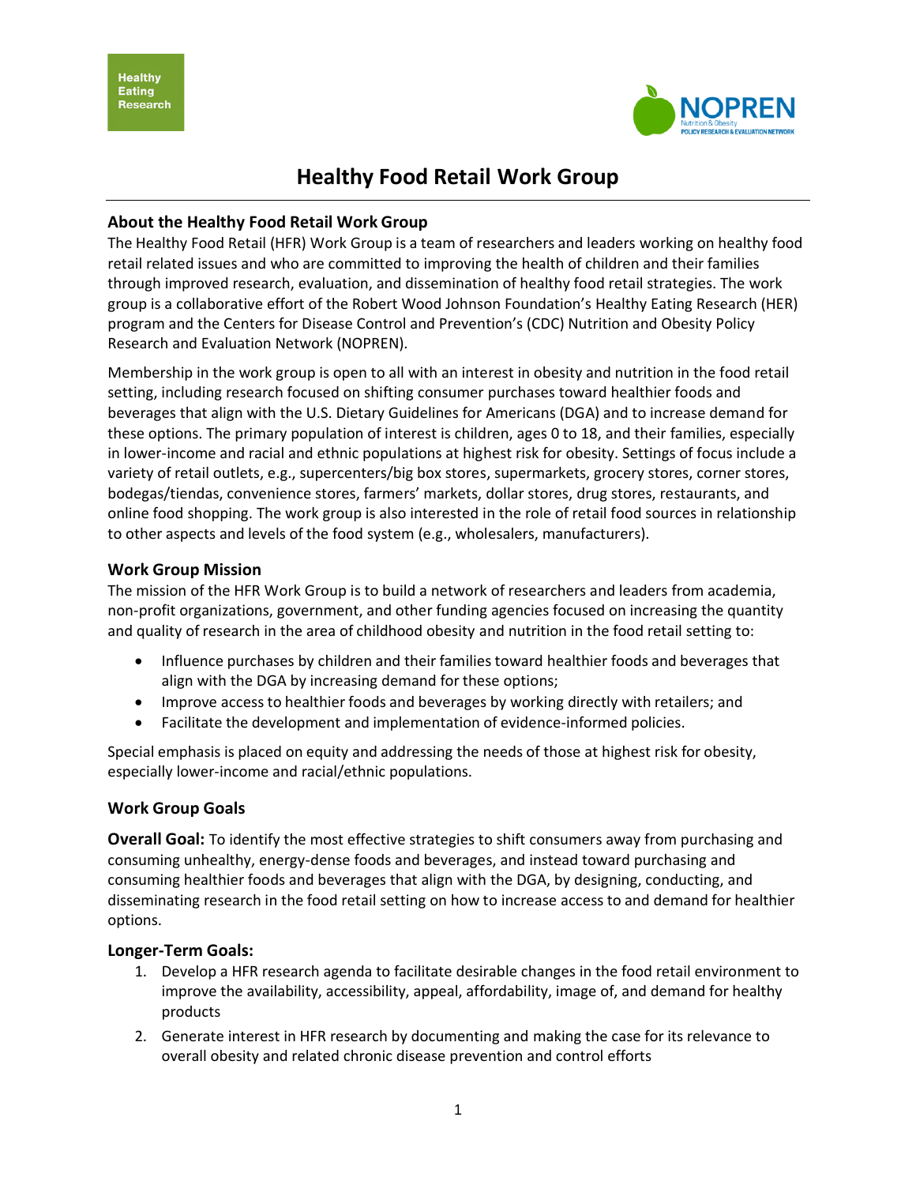# Healthy Food Retail Work Group

## About the Healthy Food Retail Work Group

The Healthy Food Retail (HFR) Work Group is a team of researchers and leaders working on healthy food retail related issues and who are committed to improving the health of children and their families through improved research, evaluation, and dissemination of healthy food retail strategies. The work group is a collaborative effort of the Robert Wood Johnson Foundation's Healthy Eating Research (HER) program and the Centers for Disease Control and Prevention's (CDC) Nutrition and Obesity Policy Research and Evaluation Network (NOPREN).

Membership in the work group is open to all with an interest in obesity and nutrition in the food retail setting, including research focused on shifting consumer purchases toward healthier foods and beverages that align with the U.S. Dietary Guidelines for Americans (DGA) and to increase demand for these options. The primary population of interest is children, ages 0 to 18, and their families, especially in lower-income and racial and ethnic populations at highest risk for obesity. Settings of focus include a variety of retail outlets, e.g., supercenters/big box stores, supermarkets, grocery stores, corner stores, bodegas/tiendas, convenience stores, farmers' markets, dollar stores, drug stores, restaurants, and online food shopping. The work group is also interested in the role of retail food sources in relationship to other aspects and levels of the food system (e.g., wholesalers, manufacturers).

## Work Group Mission

The mission of the HFR Work Group is to build a network of researchers and leaders from academia, non-profit organizations, government, and other funding agencies focused on increasing the quantity and quality of research in the area of childhood obesity and nutrition in the food retail setting to:

- Influence purchases by children and their families toward healthier foods and beverages that align with the DGA by increasing demand for these options;
- Improve access to healthier foods and beverages by working directly with retailers; and
- Facilitate the development and implementation of evidence-informed policies.

Special emphasis is placed on equity and addressing the needs of those at highest risk for obesity, especially lower-income and racial/ethnic populations.

## Work Group Goals

**Overall Goal:** To identify the most effective strategies to shift consumers away from purchasing and consuming unhealthy, energy-dense foods and beverages, and instead toward purchasing and consuming healthier foods and beverages that align with the DGA, by designing, conducting, and disseminating research in the food retail setting on how to increase access to and demand for healthier options.

### Longer-Term Goals:

1. Develop a HFR research agenda to facilitate desirable changes in the food retail environment to improve the availability, accessibility, appeal, affordability, image of, and demand for healthy products
2. Generate interest in HFR research by documenting and making the case for its relevance to overall obesity and related chronic disease prevention and control efforts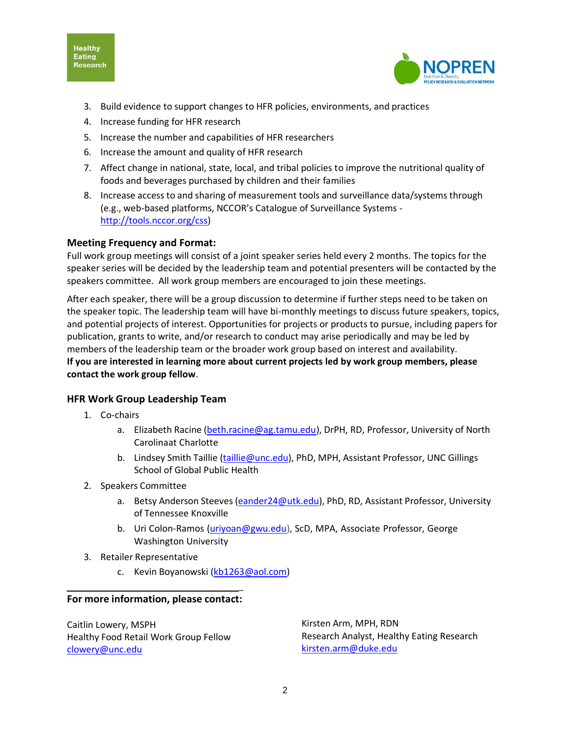3. Build evidence to support changes to HFR policies, environments, and practices
4. Increase funding for HFR research
5. Increase the number and capabilities of HFR researchers
6. Increase the amount and quality of HFR research
7. Affect change in national, state, local, and tribal policies to improve the nutritional quality of foods and beverages purchased by children and their families
8. Increase access to and sharing of measurement tools and surveillance data/systems through (e.g., web-based platforms, NCCOR's Catalogue of Surveillance Systems - http://tools.nccor.org/css)

### Meeting Frequency and Format:

Full work group meetings will consist of a joint speaker series held every 2 months. The topics for the speaker series will be decided by the leadership team and potential presenters will be contacted by the speakers committee. All work group members are encouraged to join these meetings.

After each speaker, there will be a group discussion to determine if further steps need to be taken on the speaker topic. The leadership team will have bi-monthly meetings to discuss future speakers, topics, and potential projects of interest. Opportunities for projects or products to pursue, including papers for publication, grants to write, and/or research to conduct may arise periodically and may be led by members of the leadership team or the broader work group based on interest and availability.
**If you are interested in learning more about current projects led by work group members, please contact the work group fellow**.

### HFR Work Group Leadership Team

1. Co-chairs
   a. Elizabeth Racine (beth.racine@ag.tamu.edu), DrPH, RD, Professor, University of North Carolinaat Charlotte
   b. Lindsey Smith Taillie (taillie@unc.edu), PhD, MPH, Assistant Professor, UNC Gillings School of Global Public Health
2. Speakers Committee
   a. Betsy Anderson Steeves (eander24@utk.edu), PhD, RD, Assistant Professor, University of Tennessee Knoxville
   b. Uri Colon-Ramos (uriyoan@gwu.edu), ScD, MPA, Associate Professor, George Washington University
3. Retailer Representative
   c. Kevin Boyanowski (kb1263@aol.com)

---

### For more information, please contact:

Caitlin Lowery, MSPH
Healthy Food Retail Work Group Fellow
clowery@unc.edu

Kirsten Arm, MPH, RDN
Research Analyst, Healthy Eating Research
kirsten.arm@duke.edu